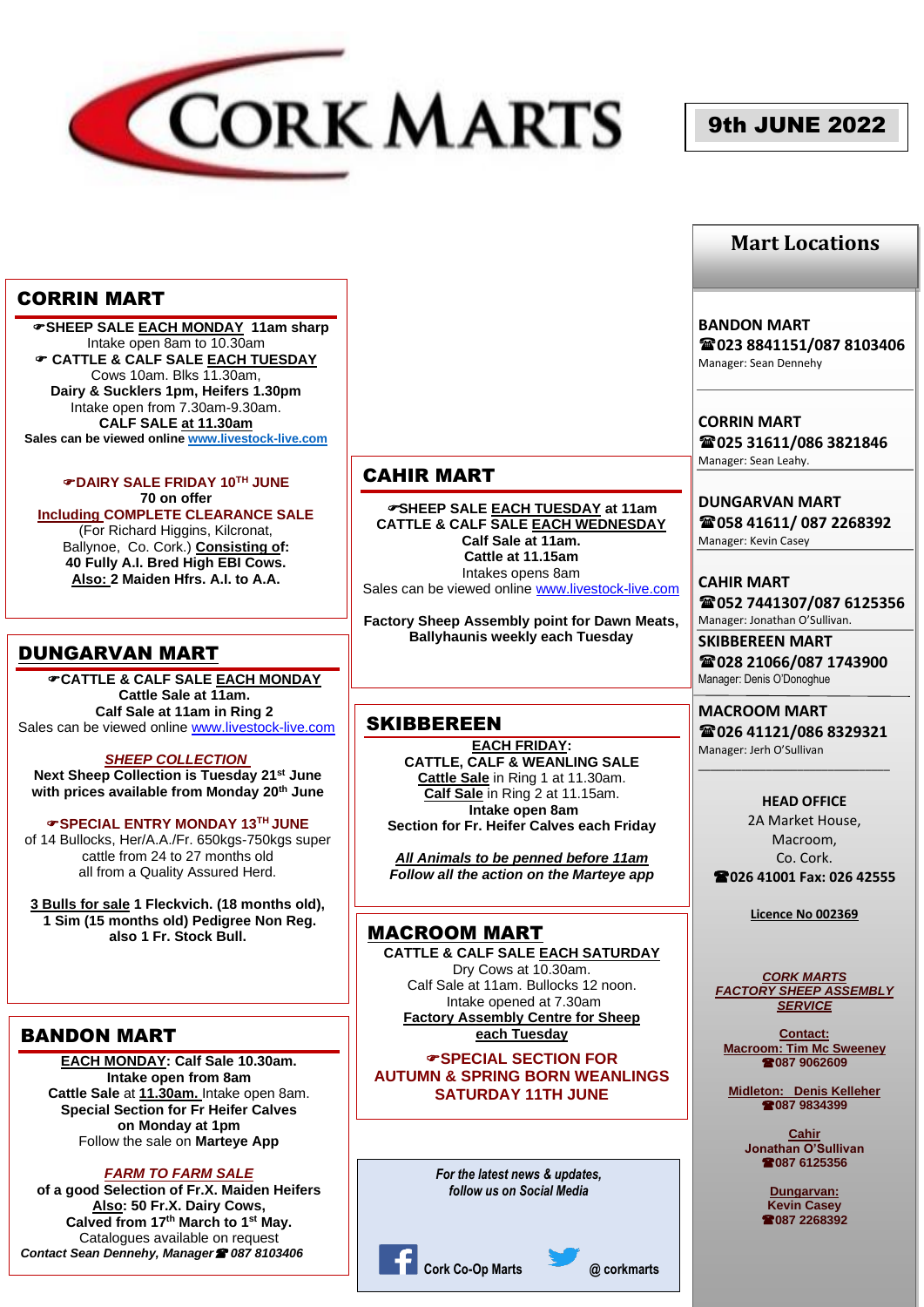# CORK MARTS

**9th JUNE 2022**

## CORRIN MART

☛**SHEEP SALE EACH MONDAY 11am sharp**
Intake open 8am to 10.30am
☛ **CATTLE & CALF SALE EACH TUESDAY**
Cows 10am. Blks 11.30am,
**Dairy & Sucklers 1pm, Heifers 1.30pm**
Intake open from 7.30am-9.30am.
**CALF SALE at 11.30am**
**Sales can be viewed online www.livestock-live.com**

☛**DAIRY SALE FRIDAY 10TH JUNE**
**70 on offer**
**Including COMPLETE CLEARANCE SALE**
(For Richard Higgins, Kilcronat, Ballynoe, Co. Cork.) **Consisting of:**
**40 Fully A.I. Bred High EBI Cows.**
**Also: 2 Maiden Hfrs. A.I. to A.A.**

## DUNGARVAN MART

☛**CATTLE & CALF SALE EACH MONDAY**
**Cattle Sale at 11am.**
**Calf Sale at 11am in Ring 2**
Sales can be viewed online www.livestock-live.com

***SHEEP COLLECTION***
**Next Sheep Collection is Tuesday 21st June with prices available from Monday 20th June**

☛**SPECIAL ENTRY MONDAY 13TH JUNE**
of 14 Bullocks, Her/A.A./Fr. 650kgs-750kgs super cattle from 24 to 27 months old all from a Quality Assured Herd.

**3 Bulls for sale 1 Fleckvich. (18 months old), 1 Sim (15 months old) Pedigree Non Reg. also 1 Fr. Stock Bull.**

## BANDON MART

**EACH MONDAY: Calf Sale 10.30am.**
**Intake open from 8am**
**Cattle Sale** at **11.30am.** Intake open 8am.
**Special Section for Fr Heifer Calves on Monday at 1pm**
Follow the sale on **Marteye App**

***FARM TO FARM SALE***
**of a good Selection of Fr.X. Maiden Heifers**
**Also: 50 Fr.X. Dairy Cows,**
**Calved from 17th March to 1st May.**
Catalogues available on request
***Contact Sean Dennehy, Manager☎ 087 8103406***

## CAHIR MART

☛**SHEEP SALE EACH TUESDAY at 11am**
**CATTLE & CALF SALE EACH WEDNESDAY**
**Calf Sale at 11am.**
**Cattle at 11.15am**
Intakes opens 8am
Sales can be viewed online www.livestock-live.com

**Factory Sheep Assembly point for Dawn Meats, Ballyhaunis weekly each Tuesday**

## SKIBBEREEN

**EACH FRIDAY:**
**CATTLE, CALF & WEANLING SALE**
**Cattle Sale** in Ring 1 at 11.30am.
**Calf Sale** in Ring 2 at 11.15am.
**Intake open 8am**
**Section for Fr. Heifer Calves each Friday**

***All Animals to be penned before 11am***
***Follow all the action on the Marteye app***

## MACROOM MART

**CATTLE & CALF SALE EACH SATURDAY**
Dry Cows at 10.30am.
Calf Sale at 11am. Bullocks 12 noon.
Intake opened at 7.30am
**Factory Assembly Centre for Sheep each Tuesday**

☛**SPECIAL SECTION FOR AUTUMN & SPRING BORN WEANLINGS SATURDAY 11TH JUNE**

*For the latest news & updates, follow us on Social Media*

Cork Co-Op Marts    @ corkmarts

## Mart Locations

**BANDON MART**
☎**023 8841151/087 8103406**
Manager: Sean Dennehy

**CORRIN MART**
☎**025 31611/086 3821846**
Manager: Sean Leahy.

**DUNGARVAN MART**
☎**058 41611/ 087 2268392**
Manager: Kevin Casey

**CAHIR MART**
☎**052 7441307/087 6125356**
Manager: Jonathan O'Sullivan.

**SKIBBEREEN MART**
☎**028 21066/087 1743900**
Manager: Denis O'Donoghue

**MACROOM MART**
☎**026 41121/086 8329321**
Manager: Jerh O'Sullivan

**HEAD OFFICE**
2A Market House,
Macroom,
Co. Cork.
☎**026 41001 Fax: 026 42555**

**Licence No 002369**

***CORK MARTS FACTORY SHEEP ASSEMBLY SERVICE***

**Contact:**
**Macroom: Tim Mc Sweeney**
☎**087 9062609**

**Midleton: Denis Kelleher**
☎**087 9834399**

**Cahir**
**Jonathan O'Sullivan**
☎**087 6125356**

**Dungarvan:**
**Kevin Casey**
☎**087 2268392**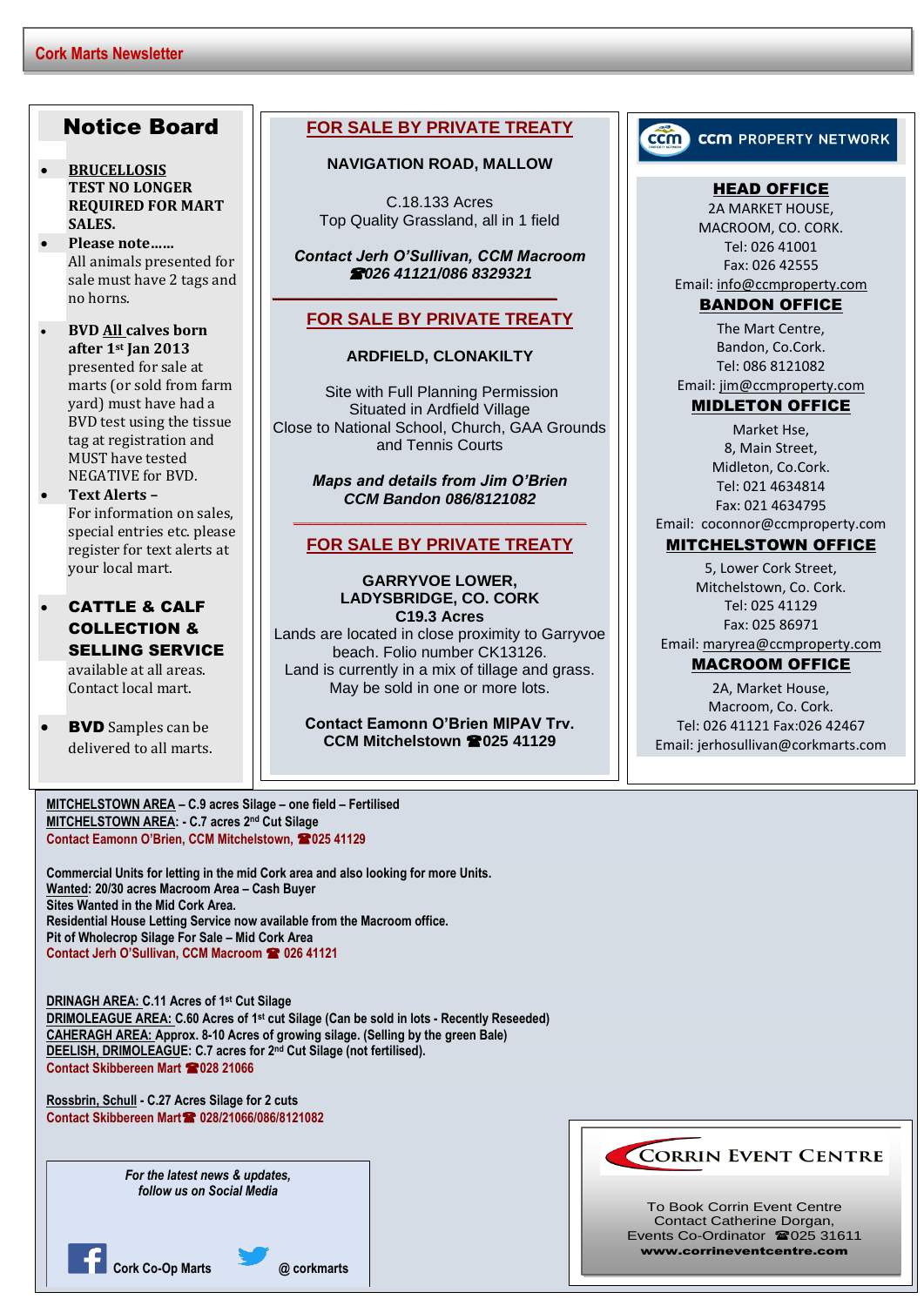## Notice Board

- **BRUCELLOSIS TEST NO LONGER REQUIRED FOR MART SALES.**
- **Please note……** All animals presented for sale must have 2 tags and no horns.
- **BVD All calves born after 1st Jan 2013** presented for sale at marts (or sold from farm yard) must have had a BVD test using the tissue tag at registration and MUST have tested NEGATIVE for BVD.
- **Text Alerts –** For information on sales, special entries etc. please register for text alerts at your local mart.
- **CATTLE & CALF COLLECTION & SELLING SERVICE** available at all areas. Contact local mart.
- **BVD** Samples can be delivered to all marts.

## FOR SALE BY PRIVATE TREATY

**NAVIGATION ROAD, MALLOW**

C.18.133 Acres
Top Quality Grassland, all in 1 field

***Contact Jerh O'Sullivan, CCM Macroom***
***☎026 41121/086 8329321***

## FOR SALE BY PRIVATE TREATY

**ARDFIELD, CLONAKILTY**

Site with Full Planning Permission
Situated in Ardfield Village
Close to National School, Church, GAA Grounds and Tennis Courts

***Maps and details from Jim O'Brien***
***CCM Bandon 086/8121082***

## FOR SALE BY PRIVATE TREATY

**GARRYVOE LOWER, LADYSBRIDGE, CO. CORK**
**C19.3 Acres**
Lands are located in close proximity to Garryvoe beach. Folio number CK13126.
Land is currently in a mix of tillage and grass.
May be sold in one or more lots.

**Contact Eamonn O'Brien MIPAV Trv.**
**CCM Mitchelstown ☎025 41129**

## CCM PROPERTY NETWORK

**HEAD OFFICE**
2A MARKET HOUSE,
MACROOM, CO. CORK.
Tel: 026 41001
Fax: 026 42555
Email: info@ccmproperty.com

**BANDON OFFICE**
The Mart Centre,
Bandon, Co.Cork.
Tel: 086 8121082
Email: jim@ccmproperty.com

**MIDLETON OFFICE**
Market Hse,
8, Main Street,
Midleton, Co.Cork.
Tel: 021 4634814
Fax: 021 4634795
Email: coconnor@ccmproperty.com

**MITCHELSTOWN OFFICE**
5, Lower Cork Street,
Mitchelstown, Co. Cork.
Tel: 025 41129
Fax: 025 86971
Email: maryrea@ccmproperty.com

**MACROOM OFFICE**
2A, Market House,
Macroom, Co. Cork.
Tel: 026 41121 Fax:026 42467
Email: jerhosullivan@corkmarts.com

---

**MITCHELSTOWN AREA – C.9 acres Silage – one field – Fertilised**
**MITCHELSTOWN AREA: - C.7 acres 2nd Cut Silage**
**Contact Eamonn O'Brien, CCM Mitchelstown, ☎025 41129**

**Commercial Units for letting in the mid Cork area and also looking for more Units.**
**Wanted: 20/30 acres Macroom Area – Cash Buyer**
**Sites Wanted in the Mid Cork Area.**
**Residential House Letting Service now available from the Macroom office.**
**Pit of Wholecrop Silage For Sale – Mid Cork Area**
**Contact Jerh O'Sullivan, CCM Macroom ☎ 026 41121**

**DRINAGH AREA: C.11 Acres of 1st Cut Silage**
**DRIMOLEAGUE AREA: C.60 Acres of 1st cut Silage (Can be sold in lots - Recently Reseeded)**
**CAHERAGH AREA: Approx. 8-10 Acres of growing silage. (Selling by the green Bale)**
**DEELISH, DRIMOLEAGUE: C.7 acres for 2nd Cut Silage (not fertilised).**
**Contact Skibbereen Mart ☎028 21066**

**Rossbrin, Schull - C.27 Acres Silage for 2 cuts**
**Contact Skibbereen Mart☎ 028/21066/086/8121082**

***For the latest news & updates, follow us on Social Media***

**Cork Co-Op Marts** **@ corkmarts**

**CORRIN EVENT CENTRE**

To Book Corrin Event Centre
Contact Catherine Dorgan,
Events Co-Ordinator ☎025 31611
**www.corrineventcentre.com**